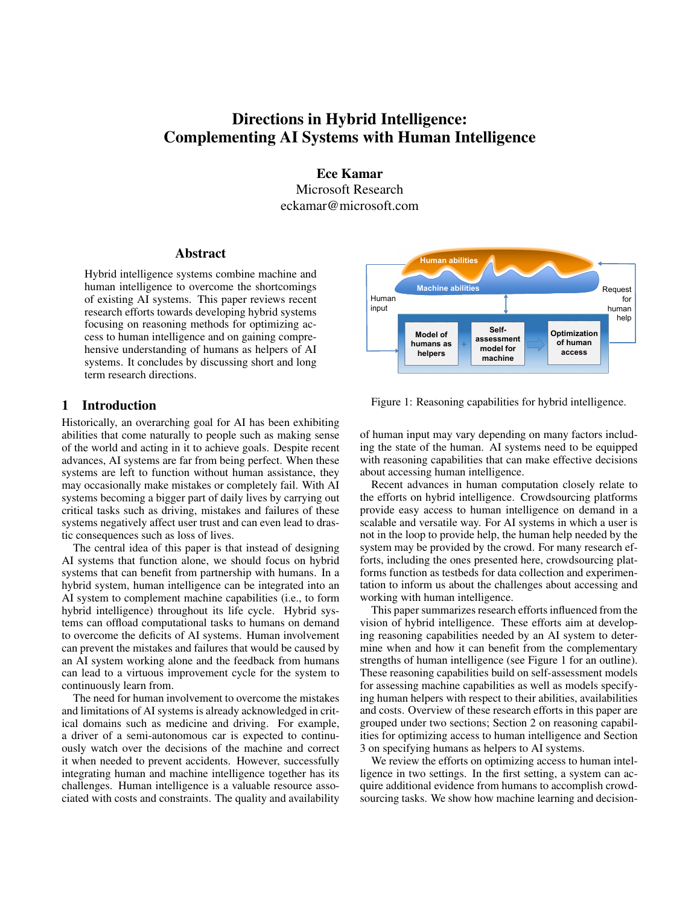# Directions in Hybrid Intelligence: Complementing AI Systems with Human Intelligence

**Ece Kamar**
Microsoft Research
eckamar@microsoft.com

## Abstract

Hybrid intelligence systems combine machine and human intelligence to overcome the shortcomings of existing AI systems. This paper reviews recent research efforts towards developing hybrid systems focusing on reasoning methods for optimizing access to human intelligence and on gaining comprehensive understanding of humans as helpers of AI systems. It concludes by discussing short and long term research directions.

## 1 Introduction

Historically, an overarching goal for AI has been exhibiting abilities that come naturally to people such as making sense of the world and acting in it to achieve goals. Despite recent advances, AI systems are far from being perfect. When these systems are left to function without human assistance, they may occasionally make mistakes or completely fail. With AI systems becoming a bigger part of daily lives by carrying out critical tasks such as driving, mistakes and failures of these systems negatively affect user trust and can even lead to drastic consequences such as loss of lives.

The central idea of this paper is that instead of designing AI systems that function alone, we should focus on hybrid systems that can benefit from partnership with humans. In a hybrid system, human intelligence can be integrated into an AI system to complement machine capabilities (i.e., to form hybrid intelligence) throughout its life cycle. Hybrid systems can offload computational tasks to humans on demand to overcome the deficits of AI systems. Human involvement can prevent the mistakes and failures that would be caused by an AI system working alone and the feedback from humans can lead to a virtuous improvement cycle for the system to continuously learn from.

The need for human involvement to overcome the mistakes and limitations of AI systems is already acknowledged in critical domains such as medicine and driving. For example, a driver of a semi-autonomous car is expected to continuously watch over the decisions of the machine and correct it when needed to prevent accidents. However, successfully integrating human and machine intelligence together has its challenges. Human intelligence is a valuable resource associated with costs and constraints. The quality and availability of human input may vary depending on many factors including the state of the human. AI systems need to be equipped with reasoning capabilities that can make effective decisions about accessing human intelligence.

Figure 1: Reasoning capabilities for hybrid intelligence.

Recent advances in human computation closely relate to the efforts on hybrid intelligence. Crowdsourcing platforms provide easy access to human intelligence on demand in a scalable and versatile way. For AI systems in which a user is not in the loop to provide help, the human help needed by the system may be provided by the crowd. For many research efforts, including the ones presented here, crowdsourcing platforms function as testbeds for data collection and experimentation to inform us about the challenges about accessing and working with human intelligence.

This paper summarizes research efforts influenced from the vision of hybrid intelligence. These efforts aim at developing reasoning capabilities needed by an AI system to determine when and how it can benefit from the complementary strengths of human intelligence (see Figure 1 for an outline). These reasoning capabilities build on self-assessment models for assessing machine capabilities as well as models specifying human helpers with respect to their abilities, availabilities and costs. Overview of these research efforts in this paper are grouped under two sections; Section 2 on reasoning capabilities for optimizing access to human intelligence and Section 3 on specifying humans as helpers to AI systems.

We review the efforts on optimizing access to human intelligence in two settings. In the first setting, a system can acquire additional evidence from humans to accomplish crowdsourcing tasks. We show how machine learning and decision-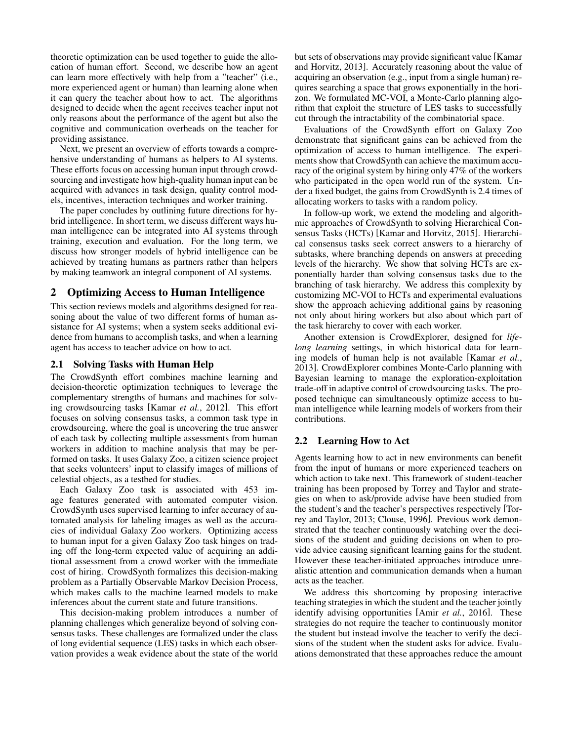theoretic optimization can be used together to guide the allocation of human effort. Second, we describe how an agent can learn more effectively with help from a "teacher" (i.e., more experienced agent or human) than learning alone when it can query the teacher about how to act. The algorithms designed to decide when the agent receives teacher input not only reasons about the performance of the agent but also the cognitive and communication overheads on the teacher for providing assistance.

Next, we present an overview of efforts towards a comprehensive understanding of humans as helpers to AI systems. These efforts focus on accessing human input through crowdsourcing and investigate how high-quality human input can be acquired with advances in task design, quality control models, incentives, interaction techniques and worker training.

The paper concludes by outlining future directions for hybrid intelligence. In short term, we discuss different ways human intelligence can be integrated into AI systems through training, execution and evaluation. For the long term, we discuss how stronger models of hybrid intelligence can be achieved by treating humans as partners rather than helpers by making teamwork an integral component of AI systems.

## 2 Optimizing Access to Human Intelligence

This section reviews models and algorithms designed for reasoning about the value of two different forms of human assistance for AI systems; when a system seeks additional evidence from humans to accomplish tasks, and when a learning agent has access to teacher advice on how to act.

### 2.1 Solving Tasks with Human Help

The CrowdSynth effort combines machine learning and decision-theoretic optimization techniques to leverage the complementary strengths of humans and machines for solving crowdsourcing tasks [Kamar *et al.*, 2012]. This effort focuses on solving consensus tasks, a common task type in crowdsourcing, where the goal is uncovering the true answer of each task by collecting multiple assessments from human workers in addition to machine analysis that may be performed on tasks. It uses Galaxy Zoo, a citizen science project that seeks volunteers' input to classify images of millions of celestial objects, as a testbed for studies.

Each Galaxy Zoo task is associated with 453 image features generated with automated computer vision. CrowdSynth uses supervised learning to infer accuracy of automated analysis for labeling images as well as the accuracies of individual Galaxy Zoo workers. Optimizing access to human input for a given Galaxy Zoo task hinges on trading off the long-term expected value of acquiring an additional assessment from a crowd worker with the immediate cost of hiring. CrowdSynth formalizes this decision-making problem as a Partially Observable Markov Decision Process, which makes calls to the machine learned models to make inferences about the current state and future transitions.

This decision-making problem introduces a number of planning challenges which generalize beyond of solving consensus tasks. These challenges are formalized under the class of long evidential sequence (LES) tasks in which each observation provides a weak evidence about the state of the world but sets of observations may provide significant value [Kamar and Horvitz, 2013]. Accurately reasoning about the value of acquiring an observation (e.g., input from a single human) requires searching a space that grows exponentially in the horizon. We formulated MC-VOI, a Monte-Carlo planning algorithm that exploit the structure of LES tasks to successfully cut through the intractability of the combinatorial space.

Evaluations of the CrowdSynth effort on Galaxy Zoo demonstrate that significant gains can be achieved from the optimization of access to human intelligence. The experiments show that CrowdSynth can achieve the maximum accuracy of the original system by hiring only 47% of the workers who participated in the open world run of the system. Under a fixed budget, the gains from CrowdSynth is 2.4 times of allocating workers to tasks with a random policy.

In follow-up work, we extend the modeling and algorithmic approaches of CrowdSynth to solving Hierarchical Consensus Tasks (HCTs) [Kamar and Horvitz, 2015]. Hierarchical consensus tasks seek correct answers to a hierarchy of subtasks, where branching depends on answers at preceding levels of the hierarchy. We show that solving HCTs are exponentially harder than solving consensus tasks due to the branching of task hierarchy. We address this complexity by customizing MC-VOI to HCTs and experimental evaluations show the approach achieving additional gains by reasoning not only about hiring workers but also about which part of the task hierarchy to cover with each worker.

Another extension is CrowdExplorer, designed for *lifelong learning* settings, in which historical data for learning models of human help is not available [Kamar *et al.*, 2013]. CrowdExplorer combines Monte-Carlo planning with Bayesian learning to manage the exploration-exploitation trade-off in adaptive control of crowdsourcing tasks. The proposed technique can simultaneously optimize access to human intelligence while learning models of workers from their contributions.

### 2.2 Learning How to Act

Agents learning how to act in new environments can benefit from the input of humans or more experienced teachers on which action to take next. This framework of student-teacher training has been proposed by Torrey and Taylor and strategies on when to ask/provide advise have been studied from the student's and the teacher's perspectives respectively [Torrey and Taylor, 2013; Clouse, 1996]. Previous work demonstrated that the teacher continuously watching over the decisions of the student and guiding decisions on when to provide advice causing significant learning gains for the student. However these teacher-initiated approaches introduce unrealistic attention and communication demands when a human acts as the teacher.

We address this shortcoming by proposing interactive teaching strategies in which the student and the teacher jointly identify advising opportunities [Amir *et al.*, 2016]. These strategies do not require the teacher to continuously monitor the student but instead involve the teacher to verify the decisions of the student when the student asks for advice. Evaluations demonstrated that these approaches reduce the amount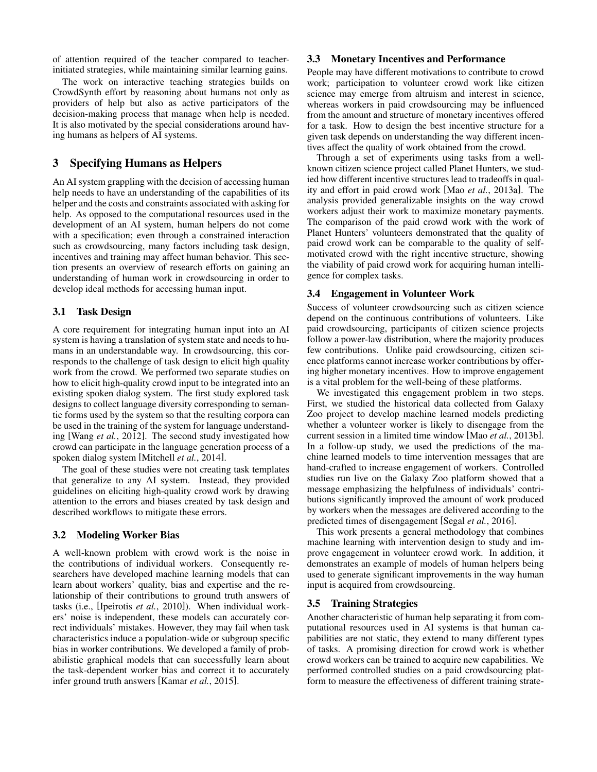of attention required of the teacher compared to teacher-initiated strategies, while maintaining similar learning gains.

The work on interactive teaching strategies builds on CrowdSynth effort by reasoning about humans not only as providers of help but also as active participators of the decision-making process that manage when help is needed. It is also motivated by the special considerations around having humans as helpers of AI systems.

## 3 Specifying Humans as Helpers

An AI system grappling with the decision of accessing human help needs to have an understanding of the capabilities of its helper and the costs and constraints associated with asking for help. As opposed to the computational resources used in the development of an AI system, human helpers do not come with a specification; even through a constrained interaction such as crowdsourcing, many factors including task design, incentives and training may affect human behavior. This section presents an overview of research efforts on gaining an understanding of human work in crowdsourcing in order to develop ideal methods for accessing human input.

### 3.1 Task Design

A core requirement for integrating human input into an AI system is having a translation of system state and needs to humans in an understandable way. In crowdsourcing, this corresponds to the challenge of task design to elicit high quality work from the crowd. We performed two separate studies on how to elicit high-quality crowd input to be integrated into an existing spoken dialog system. The first study explored task designs to collect language diversity corresponding to semantic forms used by the system so that the resulting corpora can be used in the training of the system for language understanding [Wang *et al.*, 2012]. The second study investigated how crowd can participate in the language generation process of a spoken dialog system [Mitchell *et al.*, 2014].

The goal of these studies were not creating task templates that generalize to any AI system. Instead, they provided guidelines on eliciting high-quality crowd work by drawing attention to the errors and biases created by task design and described workflows to mitigate these errors.

### 3.2 Modeling Worker Bias

A well-known problem with crowd work is the noise in the contributions of individual workers. Consequently researchers have developed machine learning models that can learn about workers' quality, bias and expertise and the relationship of their contributions to ground truth answers of tasks (i.e., [Ipeirotis *et al.*, 2010]). When individual workers' noise is independent, these models can accurately correct individuals' mistakes. However, they may fail when task characteristics induce a population-wide or subgroup specific bias in worker contributions. We developed a family of probabilistic graphical models that can successfully learn about the task-dependent worker bias and correct it to accurately infer ground truth answers [Kamar *et al.*, 2015].

### 3.3 Monetary Incentives and Performance

People may have different motivations to contribute to crowd work; participation to volunteer crowd work like citizen science may emerge from altruism and interest in science, whereas workers in paid crowdsourcing may be influenced from the amount and structure of monetary incentives offered for a task. How to design the best incentive structure for a given task depends on understanding the way different incentives affect the quality of work obtained from the crowd.

Through a set of experiments using tasks from a well-known citizen science project called Planet Hunters, we studied how different incentive structures lead to tradeoffs in quality and effort in paid crowd work [Mao *et al.*, 2013a]. The analysis provided generalizable insights on the way crowd workers adjust their work to maximize monetary payments. The comparison of the paid crowd work with the work of Planet Hunters' volunteers demonstrated that the quality of paid crowd work can be comparable to the quality of self-motivated crowd with the right incentive structure, showing the viability of paid crowd work for acquiring human intelligence for complex tasks.

### 3.4 Engagement in Volunteer Work

Success of volunteer crowdsourcing such as citizen science depend on the continuous contributions of volunteers. Like paid crowdsourcing, participants of citizen science projects follow a power-law distribution, where the majority produces few contributions. Unlike paid crowdsourcing, citizen science platforms cannot increase worker contributions by offering higher monetary incentives. How to improve engagement is a vital problem for the well-being of these platforms.

We investigated this engagement problem in two steps. First, we studied the historical data collected from Galaxy Zoo project to develop machine learned models predicting whether a volunteer worker is likely to disengage from the current session in a limited time window [Mao *et al.*, 2013b]. In a follow-up study, we used the predictions of the machine learned models to time intervention messages that are hand-crafted to increase engagement of workers. Controlled studies run live on the Galaxy Zoo platform showed that a message emphasizing the helpfulness of individuals' contributions significantly improved the amount of work produced by workers when the messages are delivered according to the predicted times of disengagement [Segal *et al.*, 2016].

This work presents a general methodology that combines machine learning with intervention design to study and improve engagement in volunteer crowd work. In addition, it demonstrates an example of models of human helpers being used to generate significant improvements in the way human input is acquired from crowdsourcing.

### 3.5 Training Strategies

Another characteristic of human help separating it from computational resources used in AI systems is that human capabilities are not static, they extend to many different types of tasks. A promising direction for crowd work is whether crowd workers can be trained to acquire new capabilities. We performed controlled studies on a paid crowdsourcing platform to measure the effectiveness of different training strate-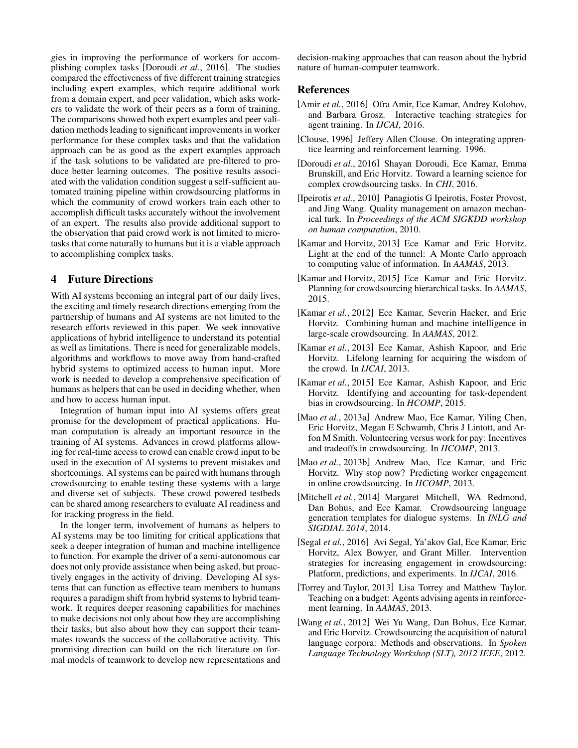gies in improving the performance of workers for accomplishing complex tasks [Doroudi *et al.*, 2016]. The studies compared the effectiveness of five different training strategies including expert examples, which require additional work from a domain expert, and peer validation, which asks workers to validate the work of their peers as a form of training. The comparisons showed both expert examples and peer validation methods leading to significant improvements in worker performance for these complex tasks and that the validation approach can be as good as the expert examples approach if the task solutions to be validated are pre-filtered to produce better learning outcomes. The positive results associated with the validation condition suggest a self-sufficient automated training pipeline within crowdsourcing platforms in which the community of crowd workers train each other to accomplish difficult tasks accurately without the involvement of an expert. The results also provide additional support to the observation that paid crowd work is not limited to microtasks that come naturally to humans but it is a viable approach to accomplishing complex tasks.

## 4 Future Directions

With AI systems becoming an integral part of our daily lives, the exciting and timely research directions emerging from the partnership of humans and AI systems are not limited to the research efforts reviewed in this paper. We seek innovative applications of hybrid intelligence to understand its potential as well as limitations. There is need for generalizable models, algorithms and workflows to move away from hand-crafted hybrid systems to optimized access to human input. More work is needed to develop a comprehensive specification of humans as helpers that can be used in deciding whether, when and how to access human input.

Integration of human input into AI systems offers great promise for the development of practical applications. Human computation is already an important resource in the training of AI systems. Advances in crowd platforms allowing for real-time access to crowd can enable crowd input to be used in the execution of AI systems to prevent mistakes and shortcomings. AI systems can be paired with humans through crowdsourcing to enable testing these systems with a large and diverse set of subjects. These crowd powered testbeds can be shared among researchers to evaluate AI readiness and for tracking progress in the field.

In the longer term, involvement of humans as helpers to AI systems may be too limiting for critical applications that seek a deeper integration of human and machine intelligence to function. For example the driver of a semi-autonomous car does not only provide assistance when being asked, but proactively engages in the activity of driving. Developing AI systems that can function as effective team members to humans requires a paradigm shift from hybrid systems to hybrid teamwork. It requires deeper reasoning capabilities for machines to make decisions not only about how they are accomplishing their tasks, but also about how they can support their teammates towards the success of the collaborative activity. This promising direction can build on the rich literature on formal models of teamwork to develop new representations and decision-making approaches that can reason about the hybrid nature of human-computer teamwork.

## References

[Amir *et al.*, 2016] Ofra Amir, Ece Kamar, Andrey Kolobov, and Barbara Grosz. Interactive teaching strategies for agent training. In *IJCAI*, 2016.

[Clouse, 1996] Jeffery Allen Clouse. On integrating apprentice learning and reinforcement learning. 1996.

[Doroudi *et al.*, 2016] Shayan Doroudi, Ece Kamar, Emma Brunskill, and Eric Horvitz. Toward a learning science for complex crowdsourcing tasks. In *CHI*, 2016.

[Ipeirotis *et al.*, 2010] Panagiotis G Ipeirotis, Foster Provost, and Jing Wang. Quality management on amazon mechanical turk. In *Proceedings of the ACM SIGKDD workshop on human computation*, 2010.

[Kamar and Horvitz, 2013] Ece Kamar and Eric Horvitz. Light at the end of the tunnel: A Monte Carlo approach to computing value of information. In *AAMAS*, 2013.

[Kamar and Horvitz, 2015] Ece Kamar and Eric Horvitz. Planning for crowdsourcing hierarchical tasks. In *AAMAS*, 2015.

[Kamar *et al.*, 2012] Ece Kamar, Severin Hacker, and Eric Horvitz. Combining human and machine intelligence in large-scale crowdsourcing. In *AAMAS*, 2012.

[Kamar *et al.*, 2013] Ece Kamar, Ashish Kapoor, and Eric Horvitz. Lifelong learning for acquiring the wisdom of the crowd. In *IJCAI*, 2013.

[Kamar *et al.*, 2015] Ece Kamar, Ashish Kapoor, and Eric Horvitz. Identifying and accounting for task-dependent bias in crowdsourcing. In *HCOMP*, 2015.

[Mao *et al.*, 2013a] Andrew Mao, Ece Kamar, Yiling Chen, Eric Horvitz, Megan E Schwamb, Chris J Lintott, and Arfon M Smith. Volunteering versus work for pay: Incentives and tradeoffs in crowdsourcing. In *HCOMP*, 2013.

[Mao *et al.*, 2013b] Andrew Mao, Ece Kamar, and Eric Horvitz. Why stop now? Predicting worker engagement in online crowdsourcing. In *HCOMP*, 2013.

[Mitchell *et al.*, 2014] Margaret Mitchell, WA Redmond, Dan Bohus, and Ece Kamar. Crowdsourcing language generation templates for dialogue systems. In *INLG and SIGDIAL 2014*, 2014.

[Segal *et al.*, 2016] Avi Segal, Ya'akov Gal, Ece Kamar, Eric Horvitz, Alex Bowyer, and Grant Miller. Intervention strategies for increasing engagement in crowdsourcing: Platform, predictions, and experiments. In *IJCAI*, 2016.

[Torrey and Taylor, 2013] Lisa Torrey and Matthew Taylor. Teaching on a budget: Agents advising agents in reinforcement learning. In *AAMAS*, 2013.

[Wang *et al.*, 2012] Wei Yu Wang, Dan Bohus, Ece Kamar, and Eric Horvitz. Crowdsourcing the acquisition of natural language corpora: Methods and observations. In *Spoken Language Technology Workshop (SLT), 2012 IEEE*, 2012.